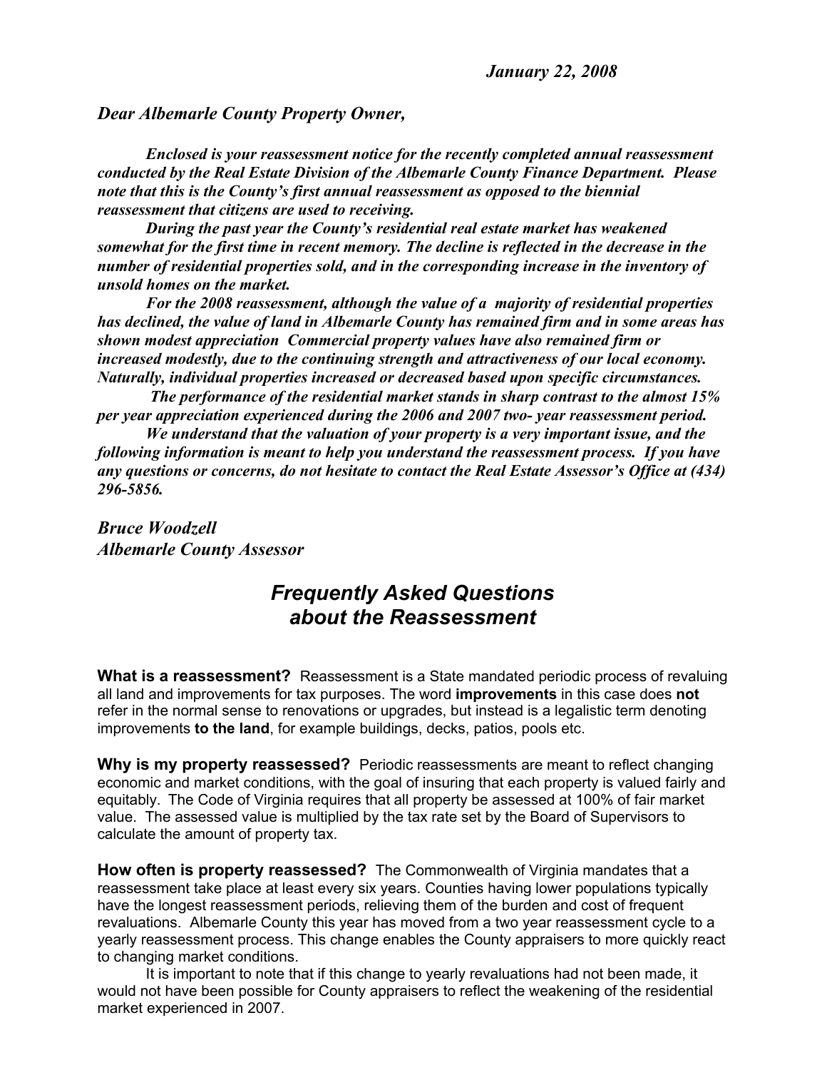*January 22, 2008*

*Dear Albemarle County Property Owner,*

***Enclosed is your reassessment notice for the recently completed annual reassessment conducted by the Real Estate Division of the Albemarle County Finance Department. Please note that this is the County's first annual reassessment as opposed to the biennial reassessment that citizens are used to receiving.***

***During the past year the County's residential real estate market has weakened somewhat for the first time in recent memory. The decline is reflected in the decrease in the number of residential properties sold, and in the corresponding increase in the inventory of unsold homes on the market.***

***For the 2008 reassessment, although the value of a majority of residential properties has declined, the value of land in Albemarle County has remained firm and in some areas has shown modest appreciation Commercial property values have also remained firm or increased modestly, due to the continuing strength and attractiveness of our local economy. Naturally, individual properties increased or decreased based upon specific circumstances.***

***The performance of the residential market stands in sharp contrast to the almost 15% per year appreciation experienced during the 2006 and 2007 two- year reassessment period.***

***We understand that the valuation of your property is a very important issue, and the following information is meant to help you understand the reassessment process. If you have any questions or concerns, do not hesitate to contact the Real Estate Assessor's Office at (434) 296-5856.***

*Bruce Woodzell*
*Albemarle County Assessor*

## *Frequently Asked Questions about the Reassessment*

**What is a reassessment?** Reassessment is a State mandated periodic process of revaluing all land and improvements for tax purposes. The word **improvements** in this case does **not** refer in the normal sense to renovations or upgrades, but instead is a legalistic term denoting improvements **to the land**, for example buildings, decks, patios, pools etc.

**Why is my property reassessed?** Periodic reassessments are meant to reflect changing economic and market conditions, with the goal of insuring that each property is valued fairly and equitably. The Code of Virginia requires that all property be assessed at 100% of fair market value. The assessed value is multiplied by the tax rate set by the Board of Supervisors to calculate the amount of property tax.

**How often is property reassessed?** The Commonwealth of Virginia mandates that a reassessment take place at least every six years. Counties having lower populations typically have the longest reassessment periods, relieving them of the burden and cost of frequent revaluations. Albemarle County this year has moved from a two year reassessment cycle to a yearly reassessment process. This change enables the County appraisers to more quickly react to changing market conditions.

It is important to note that if this change to yearly revaluations had not been made, it would not have been possible for County appraisers to reflect the weakening of the residential market experienced in 2007.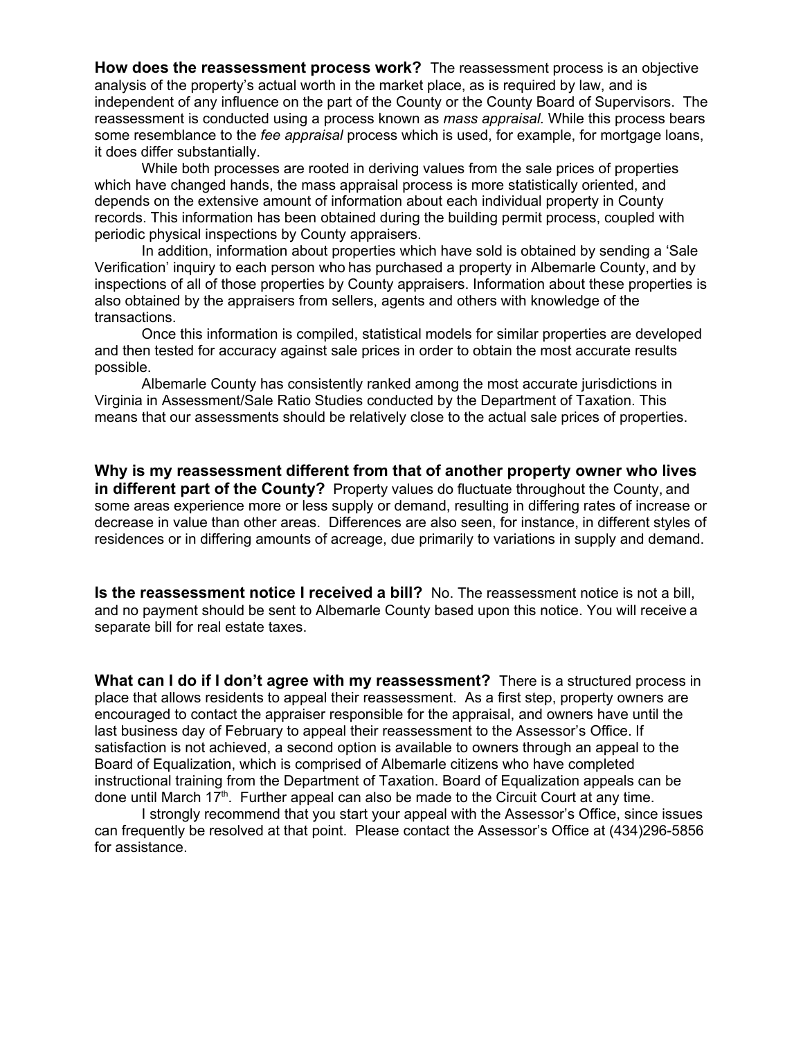**How does the reassessment process work?** The reassessment process is an objective analysis of the property's actual worth in the market place, as is required by law, and is independent of any influence on the part of the County or the County Board of Supervisors. The reassessment is conducted using a process known as *mass appraisal.* While this process bears some resemblance to the *fee appraisal* process which is used, for example, for mortgage loans, it does differ substantially.

While both processes are rooted in deriving values from the sale prices of properties which have changed hands, the mass appraisal process is more statistically oriented, and depends on the extensive amount of information about each individual property in County records. This information has been obtained during the building permit process, coupled with periodic physical inspections by County appraisers.

In addition, information about properties which have sold is obtained by sending a 'Sale Verification' inquiry to each person who has purchased a property in Albemarle County, and by inspections of all of those properties by County appraisers. Information about these properties is also obtained by the appraisers from sellers, agents and others with knowledge of the transactions.

Once this information is compiled, statistical models for similar properties are developed and then tested for accuracy against sale prices in order to obtain the most accurate results possible.

Albemarle County has consistently ranked among the most accurate jurisdictions in Virginia in Assessment/Sale Ratio Studies conducted by the Department of Taxation. This means that our assessments should be relatively close to the actual sale prices of properties.

**Why is my reassessment different from that of another property owner who lives in different part of the County?** Property values do fluctuate throughout the County, and some areas experience more or less supply or demand, resulting in differing rates of increase or decrease in value than other areas. Differences are also seen, for instance, in different styles of residences or in differing amounts of acreage, due primarily to variations in supply and demand.

**Is the reassessment notice I received a bill?** No. The reassessment notice is not a bill, and no payment should be sent to Albemarle County based upon this notice. You will receive a separate bill for real estate taxes.

**What can I do if I don't agree with my reassessment?** There is a structured process in place that allows residents to appeal their reassessment. As a first step, property owners are encouraged to contact the appraiser responsible for the appraisal, and owners have until the last business day of February to appeal their reassessment to the Assessor's Office. If satisfaction is not achieved, a second option is available to owners through an appeal to the Board of Equalization, which is comprised of Albemarle citizens who have completed instructional training from the Department of Taxation. Board of Equalization appeals can be done until March 17th. Further appeal can also be made to the Circuit Court at any time.

I strongly recommend that you start your appeal with the Assessor's Office, since issues can frequently be resolved at that point. Please contact the Assessor's Office at (434)296-5856 for assistance.